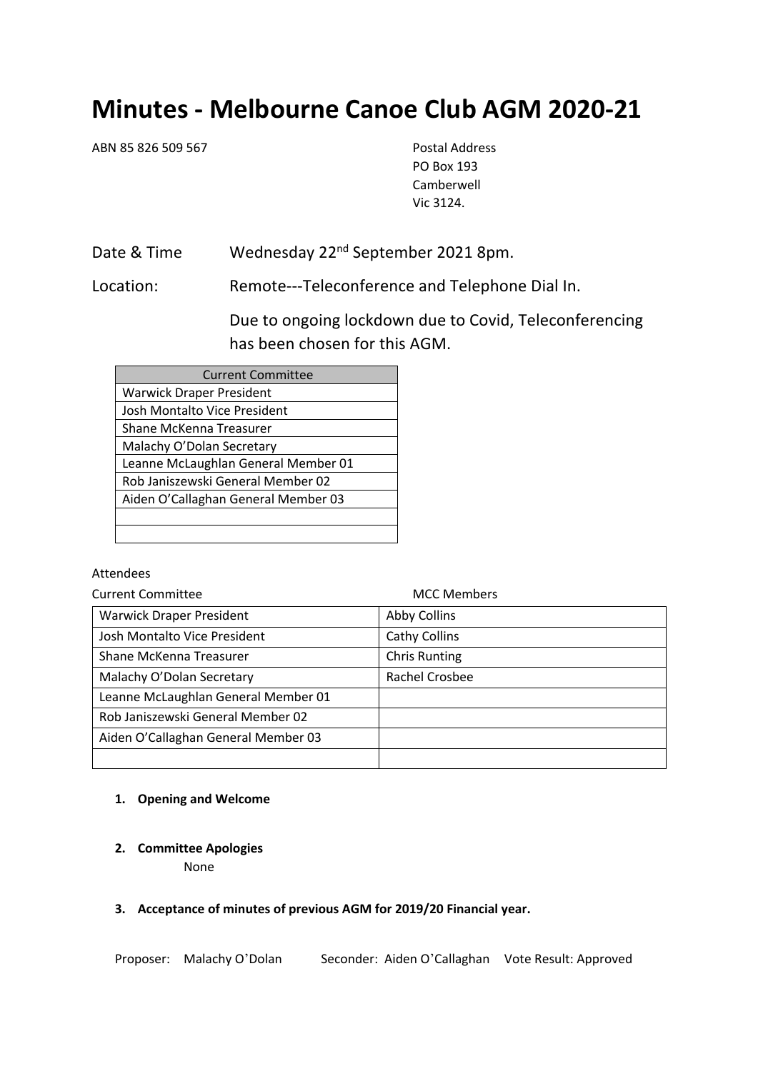# Minutes - Melbourne Canoe Club AGM 2020-21

ABN 85 826 509 567

Postal Address
PO Box 193
Camberwell
Vic 3124.

Date & Time: Wednesday 22nd September 2021 8pm.

Location: Remote---Teleconference and Telephone Dial In.

Due to ongoing lockdown due to Covid, Teleconferencing has been chosen for this AGM.

| Current Committee |
|---|
| Warwick Draper President |
| Josh Montalto Vice President |
| Shane McKenna Treasurer |
| Malachy O'Dolan Secretary |
| Leanne McLaughlan General Member 01 |
| Rob Janiszewski General Member 02 |
| Aiden O'Callaghan General Member 03 |
| |
| |

Attendees

| Current Committee | MCC Members |
|---|---|
| Warwick Draper President | Abby Collins |
| Josh Montalto Vice President | Cathy Collins |
| Shane McKenna Treasurer | Chris Runting |
| Malachy O'Dolan Secretary | Rachel Crosbee |
| Leanne McLaughlan General Member 01 | |
| Rob Janiszewski General Member 02 | |
| Aiden O'Callaghan General Member 03 | |
| | |

1. **Opening and Welcome**

2. **Committee Apologies**

   None

3. **Acceptance of minutes of previous AGM for 2019/20 Financial year.**

Proposer: Malachy O'Dolan   Seconder: Aiden O'Callaghan   Vote Result: Approved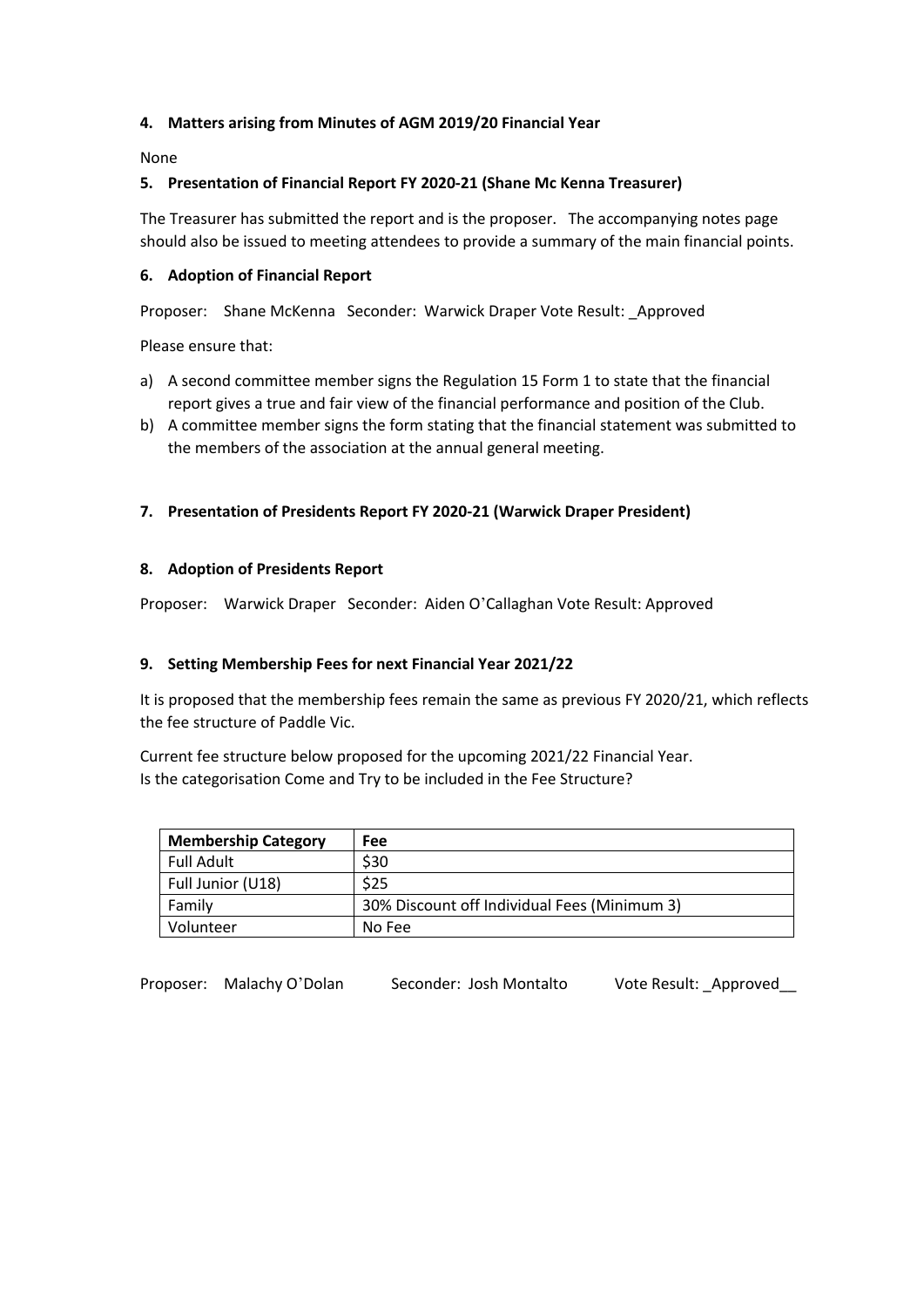**4. Matters arising from Minutes of AGM 2019/20 Financial Year**

None

**5. Presentation of Financial Report FY 2020-21 (Shane Mc Kenna Treasurer)**

The Treasurer has submitted the report and is the proposer. The accompanying notes page should also be issued to meeting attendees to provide a summary of the main financial points.

**6. Adoption of Financial Report**

Proposer: Shane McKenna Seconder: Warwick Draper Vote Result: _Approved

Please ensure that:

a) A second committee member signs the Regulation 15 Form 1 to state that the financial report gives a true and fair view of the financial performance and position of the Club.
b) A committee member signs the form stating that the financial statement was submitted to the members of the association at the annual general meeting.

**7. Presentation of Presidents Report FY 2020-21 (Warwick Draper President)**

**8. Adoption of Presidents Report**

Proposer: Warwick Draper Seconder: Aiden O'Callaghan Vote Result: Approved

**9. Setting Membership Fees for next Financial Year 2021/22**

It is proposed that the membership fees remain the same as previous FY 2020/21, which reflects the fee structure of Paddle Vic.

Current fee structure below proposed for the upcoming 2021/22 Financial Year.
Is the categorisation Come and Try to be included in the Fee Structure?

| Membership Category | Fee |
|---|---|
| Full Adult | $30 |
| Full Junior (U18) | $25 |
| Family | 30% Discount off Individual Fees (Minimum 3) |
| Volunteer | No Fee |

Proposer: Malachy O'Dolan Seconder: Josh Montalto Vote Result: _Approved__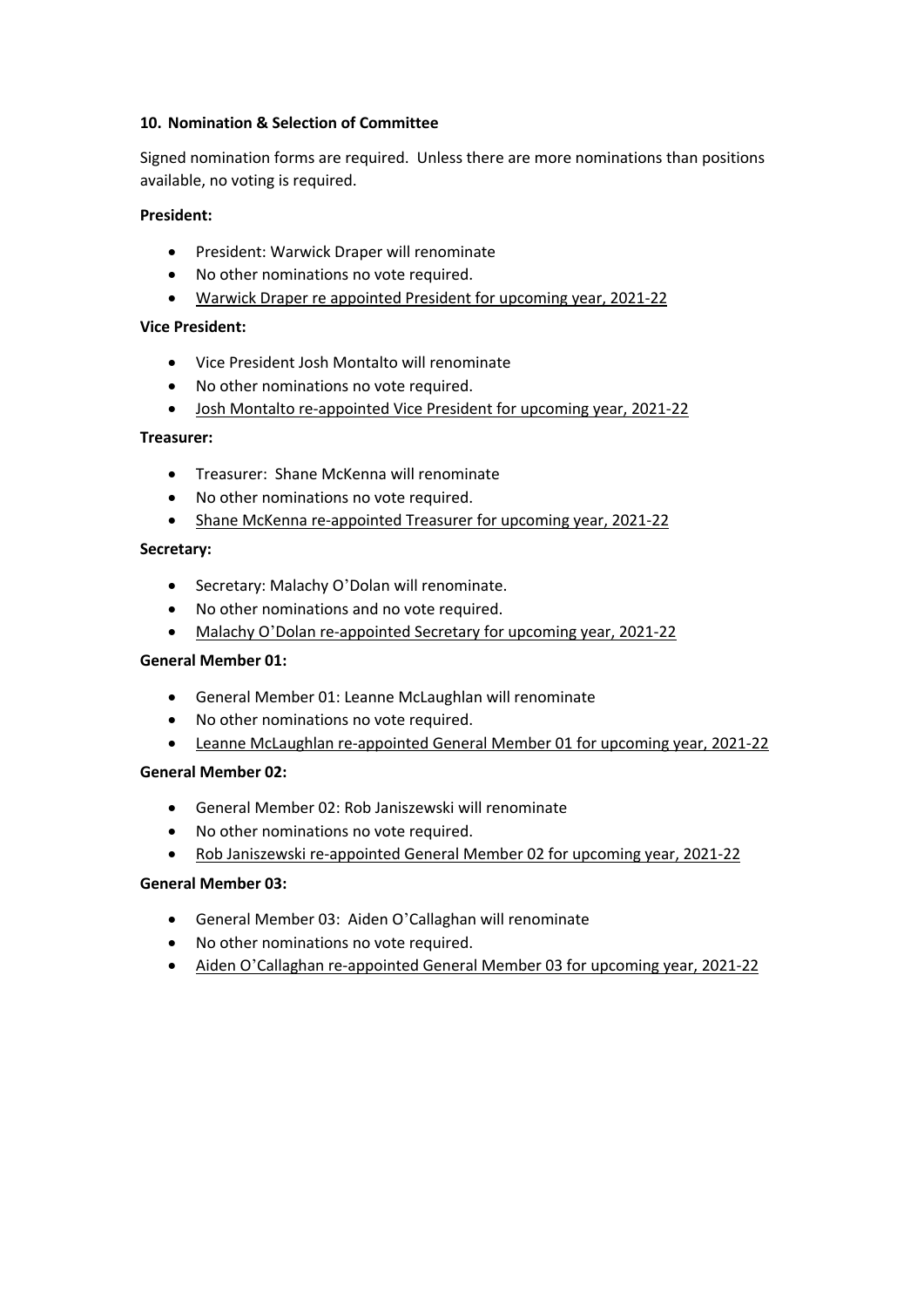## 10. Nomination & Selection of Committee

Signed nomination forms are required. Unless there are more nominations than positions available, no voting is required.

**President:**

- President: Warwick Draper will renominate
- No other nominations no vote required.
- <u>Warwick Draper re appointed President for upcoming year, 2021-22</u>

**Vice President:**

- Vice President Josh Montalto will renominate
- No other nominations no vote required.
- <u>Josh Montalto re-appointed Vice President for upcoming year, 2021-22</u>

**Treasurer:**

- Treasurer: Shane McKenna will renominate
- No other nominations no vote required.
- <u>Shane McKenna re-appointed Treasurer for upcoming year, 2021-22</u>

**Secretary:**

- Secretary: Malachy O'Dolan will renominate.
- No other nominations and no vote required.
- <u>Malachy O'Dolan re-appointed Secretary for upcoming year, 2021-22</u>

**General Member 01:**

- General Member 01: Leanne McLaughlan will renominate
- No other nominations no vote required.
- <u>Leanne McLaughlan re-appointed General Member 01 for upcoming year, 2021-22</u>

**General Member 02:**

- General Member 02: Rob Janiszewski will renominate
- No other nominations no vote required.
- <u>Rob Janiszewski re-appointed General Member 02 for upcoming year, 2021-22</u>

**General Member 03:**

- General Member 03: Aiden O'Callaghan will renominate
- No other nominations no vote required.
- <u>Aiden O'Callaghan re-appointed General Member 03 for upcoming year, 2021-22</u>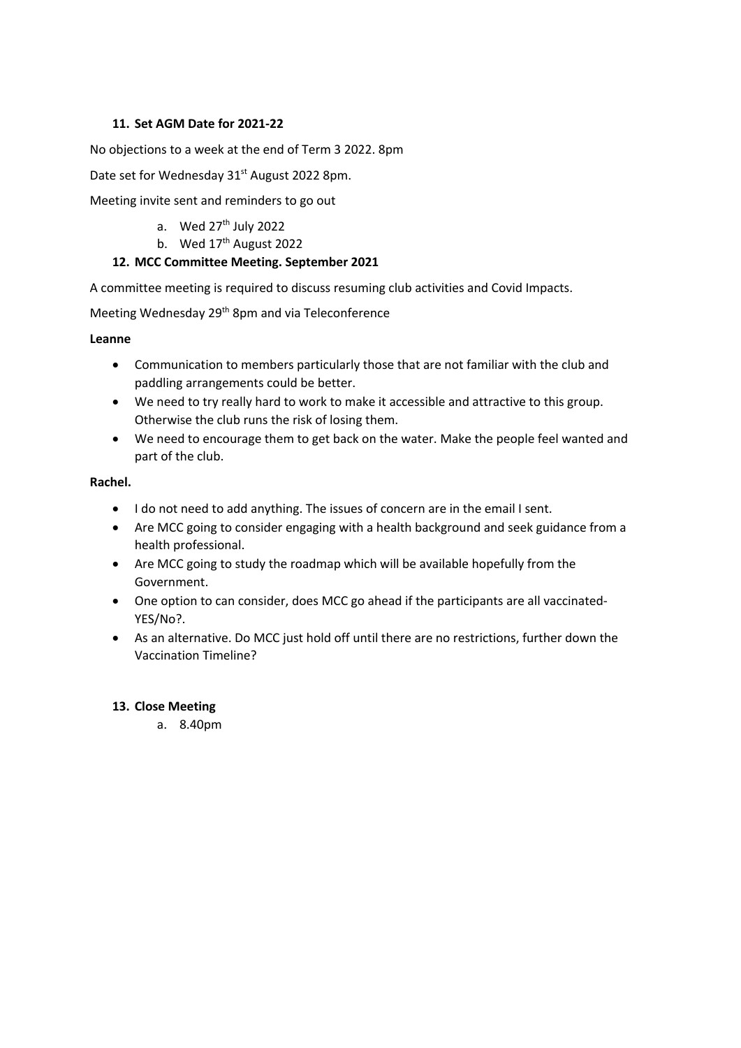### 11. Set AGM Date for 2021-22

No objections to a week at the end of Term 3 2022. 8pm

Date set for Wednesday 31st August 2022 8pm.

Meeting invite sent and reminders to go out

a. Wed 27th July 2022
b. Wed 17th August 2022

### 12. MCC Committee Meeting. September 2021

A committee meeting is required to discuss resuming club activities and Covid Impacts.

Meeting Wednesday 29th 8pm and via Teleconference

**Leanne**

- Communication to members particularly those that are not familiar with the club and paddling arrangements could be better.
- We need to try really hard to work to make it accessible and attractive to this group. Otherwise the club runs the risk of losing them.
- We need to encourage them to get back on the water. Make the people feel wanted and part of the club.

**Rachel.**

- I do not need to add anything. The issues of concern are in the email I sent.
- Are MCC going to consider engaging with a health background and seek guidance from a health professional.
- Are MCC going to study the roadmap which will be available hopefully from the Government.
- One option to can consider, does MCC go ahead if the participants are all vaccinated-YES/No?.
- As an alternative. Do MCC just hold off until there are no restrictions, further down the Vaccination Timeline?

### 13. Close Meeting

a. 8.40pm